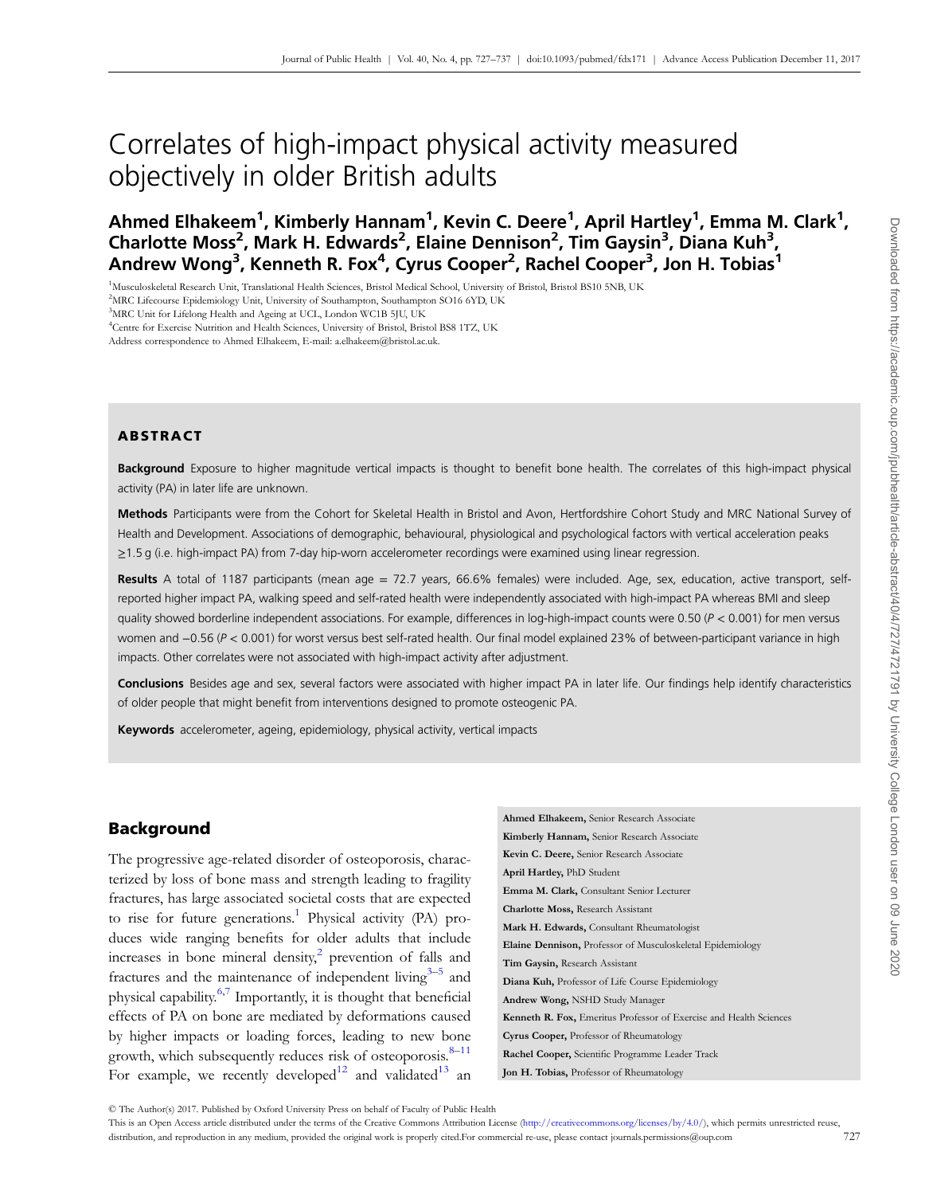# Correlates of high-impact physical activity measured objectively in older British adults

**Ahmed Elhakeem[1], Kimberly Hannam[1], Kevin C. Deere[1], April Hartley[1], Emma M. Clark[1], Charlotte Moss[2], Mark H. Edwards[2], Elaine Dennison[2], Tim Gaysin[3], Diana Kuh[3], Andrew Wong[3], Kenneth R. Fox[4], Cyrus Cooper[2], Rachel Cooper[3], Jon H. Tobias[1]**

[1]Musculoskeletal Research Unit, Translational Health Sciences, Bristol Medical School, University of Bristol, Bristol BS10 5NB, UK
[2]MRC Lifecourse Epidemiology Unit, University of Southampton, Southampton SO16 6YD, UK
[3]MRC Unit for Lifelong Health and Ageing at UCL, London WC1B 5JU, UK
[4]Centre for Exercise Nutrition and Health Sciences, University of Bristol, Bristol BS8 1TZ, UK
Address correspondence to Ahmed Elhakeem, E-mail: a.elhakeem@bristol.ac.uk.

## ABSTRACT

**Background** Exposure to higher magnitude vertical impacts is thought to benefit bone health. The correlates of this high-impact physical activity (PA) in later life are unknown.

**Methods** Participants were from the Cohort for Skeletal Health in Bristol and Avon, Hertfordshire Cohort Study and MRC National Survey of Health and Development. Associations of demographic, behavioural, physiological and psychological factors with vertical acceleration peaks ≥1.5 g (i.e. high-impact PA) from 7-day hip-worn accelerometer recordings were examined using linear regression.

**Results** A total of 1187 participants (mean age = 72.7 years, 66.6% females) were included. Age, sex, education, active transport, self-reported higher impact PA, walking speed and self-rated health were independently associated with high-impact PA whereas BMI and sleep quality showed borderline independent associations. For example, differences in log-high-impact counts were 0.50 ($P < 0.001$) for men versus women and −0.56 ($P < 0.001$) for worst versus best self-rated health. Our final model explained 23% of between-participant variance in high impacts. Other correlates were not associated with high-impact activity after adjustment.

**Conclusions** Besides age and sex, several factors were associated with higher impact PA in later life. Our findings help identify characteristics of older people that might benefit from interventions designed to promote osteogenic PA.

**Keywords** accelerometer, ageing, epidemiology, physical activity, vertical impacts

## Background

The progressive age-related disorder of osteoporosis, characterized by loss of bone mass and strength leading to fragility fractures, has large associated societal costs that are expected to rise for future generations.[1] Physical activity (PA) produces wide ranging benefits for older adults that include increases in bone mineral density,[2] prevention of falls and fractures and the maintenance of independent living[3–5] and physical capability.[6,7] Importantly, it is thought that beneficial effects of PA on bone are mediated by deformations caused by higher impacts or loading forces, leading to new bone growth, which subsequently reduces risk of osteoporosis.[8–11] For example, we recently developed[12] and validated[13] an

**Ahmed Elhakeem,** Senior Research Associate
**Kimberly Hannam,** Senior Research Associate
**Kevin C. Deere,** Senior Research Associate
**April Hartley,** PhD Student
**Emma M. Clark,** Consultant Senior Lecturer
**Charlotte Moss,** Research Assistant
**Mark H. Edwards,** Consultant Rheumatologist
**Elaine Dennison,** Professor of Musculoskeletal Epidemiology
**Tim Gaysin,** Research Assistant
**Diana Kuh,** Professor of Life Course Epidemiology
**Andrew Wong,** NSHD Study Manager
**Kenneth R. Fox,** Emeritus Professor of Exercise and Health Sciences
**Cyrus Cooper,** Professor of Rheumatology
**Rachel Cooper,** Scientific Programme Leader Track
**Jon H. Tobias,** Professor of Rheumatology

© The Author(s) 2017. Published by Oxford University Press on behalf of Faculty of Public Health
This is an Open Access article distributed under the terms of the Creative Commons Attribution License (http://creativecommons.org/licenses/by/4.0/), which permits unrestricted reuse, distribution, and reproduction in any medium, provided the original work is properly cited.For commercial re-use, please contact journals.permissions@oup.com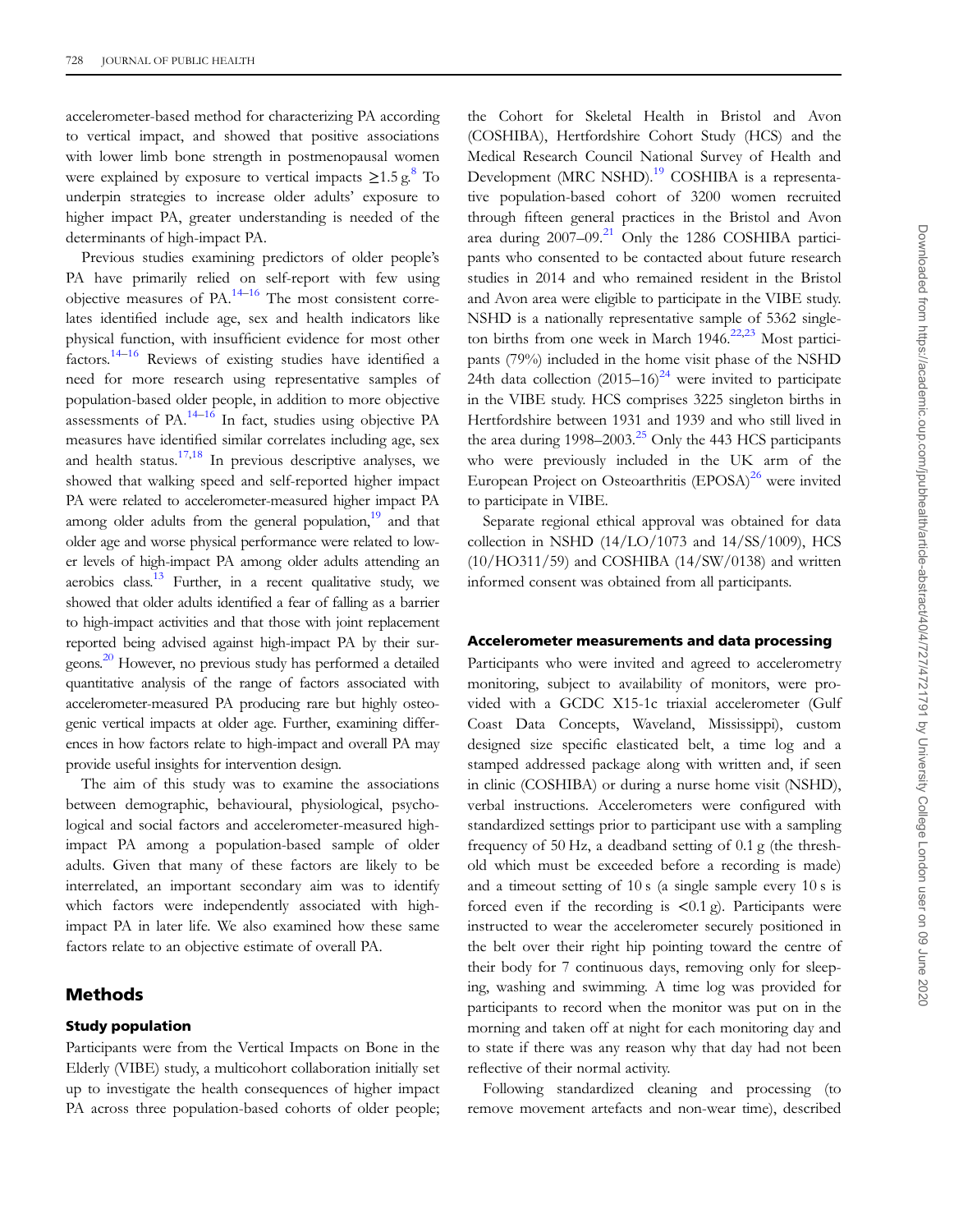accelerometer-based method for characterizing PA according to vertical impact, and showed that positive associations with lower limb bone strength in postmenopausal women were explained by exposure to vertical impacts ≥1.5 g.[8] To underpin strategies to increase older adults' exposure to higher impact PA, greater understanding is needed of the determinants of high-impact PA.

Previous studies examining predictors of older people's PA have primarily relied on self-report with few using objective measures of PA.[14–16] The most consistent correlates identified include age, sex and health indicators like physical function, with insufficient evidence for most other factors.[14–16] Reviews of existing studies have identified a need for more research using representative samples of population-based older people, in addition to more objective assessments of PA.[14–16] In fact, studies using objective PA measures have identified similar correlates including age, sex and health status.[17,18] In previous descriptive analyses, we showed that walking speed and self-reported higher impact PA were related to accelerometer-measured higher impact PA among older adults from the general population,[19] and that older age and worse physical performance were related to lower levels of high-impact PA among older adults attending an aerobics class.[13] Further, in a recent qualitative study, we showed that older adults identified a fear of falling as a barrier to high-impact activities and that those with joint replacement reported being advised against high-impact PA by their surgeons.[20] However, no previous study has performed a detailed quantitative analysis of the range of factors associated with accelerometer-measured PA producing rare but highly osteogenic vertical impacts at older age. Further, examining differences in how factors relate to high-impact and overall PA may provide useful insights for intervention design.

The aim of this study was to examine the associations between demographic, behavioural, physiological, psychological and social factors and accelerometer-measured high-impact PA among a population-based sample of older adults. Given that many of these factors are likely to be interrelated, an important secondary aim was to identify which factors were independently associated with high-impact PA in later life. We also examined how these same factors relate to an objective estimate of overall PA.

## Methods

### Study population

Participants were from the Vertical Impacts on Bone in the Elderly (VIBE) study, a multicohort collaboration initially set up to investigate the health consequences of higher impact PA across three population-based cohorts of older people; the Cohort for Skeletal Health in Bristol and Avon (COSHIBA), Hertfordshire Cohort Study (HCS) and the Medical Research Council National Survey of Health and Development (MRC NSHD).[19] COSHIBA is a representative population-based cohort of 3200 women recruited through fifteen general practices in the Bristol and Avon area during 2007–09.[21] Only the 1286 COSHIBA participants who consented to be contacted about future research studies in 2014 and who remained resident in the Bristol and Avon area were eligible to participate in the VIBE study. NSHD is a nationally representative sample of 5362 singleton births from one week in March 1946.[22,23] Most participants (79%) included in the home visit phase of the NSHD 24th data collection (2015–16)[24] were invited to participate in the VIBE study. HCS comprises 3225 singleton births in Hertfordshire between 1931 and 1939 and who still lived in the area during 1998–2003.[25] Only the 443 HCS participants who were previously included in the UK arm of the European Project on Osteoarthritis (EPOSA)[26] were invited to participate in VIBE.

Separate regional ethical approval was obtained for data collection in NSHD (14/LO/1073 and 14/SS/1009), HCS (10/HO311/59) and COSHIBA (14/SW/0138) and written informed consent was obtained from all participants.

### Accelerometer measurements and data processing

Participants who were invited and agreed to accelerometry monitoring, subject to availability of monitors, were provided with a GCDC X15-1c triaxial accelerometer (Gulf Coast Data Concepts, Waveland, Mississippi), custom designed size specific elasticated belt, a time log and a stamped addressed package along with written and, if seen in clinic (COSHIBA) or during a nurse home visit (NSHD), verbal instructions. Accelerometers were configured with standardized settings prior to participant use with a sampling frequency of 50 Hz, a deadband setting of 0.1 g (the threshold which must be exceeded before a recording is made) and a timeout setting of 10 s (a single sample every 10 s is forced even if the recording is <0.1 g). Participants were instructed to wear the accelerometer securely positioned in the belt over their right hip pointing toward the centre of their body for 7 continuous days, removing only for sleeping, washing and swimming. A time log was provided for participants to record when the monitor was put on in the morning and taken off at night for each monitoring day and to state if there was any reason why that day had not been reflective of their normal activity.

Following standardized cleaning and processing (to remove movement artefacts and non-wear time), described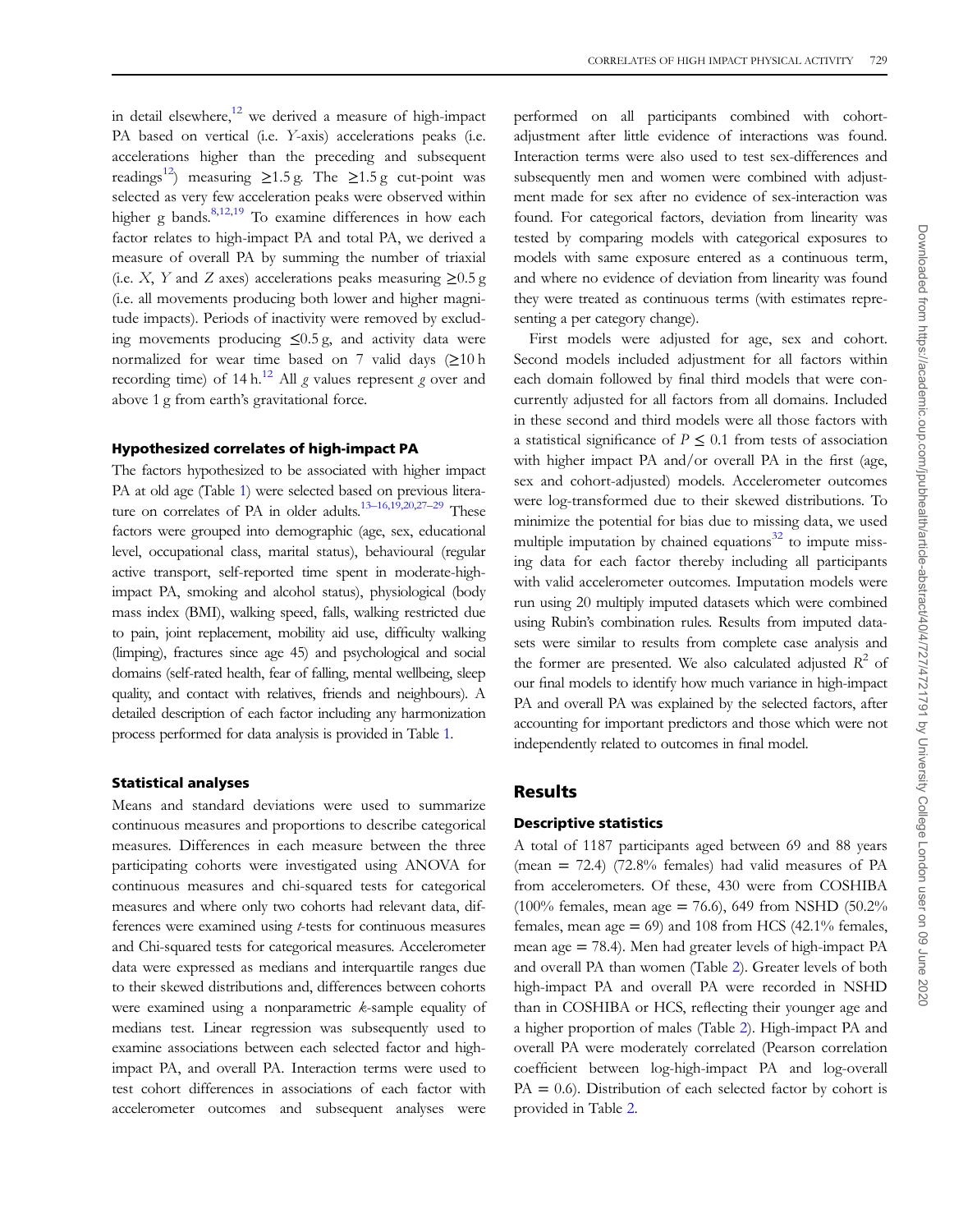in detail elsewhere,[12] we derived a measure of high-impact PA based on vertical (i.e. *Y*-axis) accelerations peaks (i.e. accelerations higher than the preceding and subsequent readings[12]) measuring ≥1.5 g. The ≥1.5 g cut-point was selected as very few acceleration peaks were observed within higher g bands.[8,12,19] To examine differences in how each factor relates to high-impact PA and total PA, we derived a measure of overall PA by summing the number of triaxial (i.e. *X*, *Y* and *Z* axes) accelerations peaks measuring ≥0.5 g (i.e. all movements producing both lower and higher magnitude impacts). Periods of inactivity were removed by excluding movements producing ≤0.5 g, and activity data were normalized for wear time based on 7 valid days (≥10 h recording time) of 14 h.[12] All *g* values represent *g* over and above 1 g from earth's gravitational force.

### Hypothesized correlates of high-impact PA

The factors hypothesized to be associated with higher impact PA at old age (Table 1) were selected based on previous literature on correlates of PA in older adults.[13–16,19,20,27–29] These factors were grouped into demographic (age, sex, educational level, occupational class, marital status), behavioural (regular active transport, self-reported time spent in moderate-high-impact PA, smoking and alcohol status), physiological (body mass index (BMI), walking speed, falls, walking restricted due to pain, joint replacement, mobility aid use, difficulty walking (limping), fractures since age 45) and psychological and social domains (self-rated health, fear of falling, mental wellbeing, sleep quality, and contact with relatives, friends and neighbours). A detailed description of each factor including any harmonization process performed for data analysis is provided in Table 1.

### Statistical analyses

Means and standard deviations were used to summarize continuous measures and proportions to describe categorical measures. Differences in each measure between the three participating cohorts were investigated using ANOVA for continuous measures and chi-squared tests for categorical measures and where only two cohorts had relevant data, differences were examined using *t*-tests for continuous measures and Chi-squared tests for categorical measures. Accelerometer data were expressed as medians and interquartile ranges due to their skewed distributions and, differences between cohorts were examined using a nonparametric *k*-sample equality of medians test. Linear regression was subsequently used to examine associations between each selected factor and high-impact PA, and overall PA. Interaction terms were used to test cohort differences in associations of each factor with accelerometer outcomes and subsequent analyses were performed on all participants combined with cohort-adjustment after little evidence of interactions was found. Interaction terms were also used to test sex-differences and subsequently men and women were combined with adjustment made for sex after no evidence of sex-interaction was found. For categorical factors, deviation from linearity was tested by comparing models with categorical exposures to models with same exposure entered as a continuous term, and where no evidence of deviation from linearity was found they were treated as continuous terms (with estimates representing a per category change).

First models were adjusted for age, sex and cohort. Second models included adjustment for all factors within each domain followed by final third models that were concurrently adjusted for all factors from all domains. Included in these second and third models were all those factors with a statistical significance of $P \leq 0.1$ from tests of association with higher impact PA and/or overall PA in the first (age, sex and cohort-adjusted) models. Accelerometer outcomes were log-transformed due to their skewed distributions. To minimize the potential for bias due to missing data, we used multiple imputation by chained equations[32] to impute missing data for each factor thereby including all participants with valid accelerometer outcomes. Imputation models were run using 20 multiply imputed datasets which were combined using Rubin's combination rules. Results from imputed datasets were similar to results from complete case analysis and the former are presented. We also calculated adjusted $R^2$ of our final models to identify how much variance in high-impact PA and overall PA was explained by the selected factors, after accounting for important predictors and those which were not independently related to outcomes in final model.

## Results

### Descriptive statistics

A total of 1187 participants aged between 69 and 88 years (mean = 72.4) (72.8% females) had valid measures of PA from accelerometers. Of these, 430 were from COSHIBA (100% females, mean age = 76.6), 649 from NSHD (50.2% females, mean age = 69) and 108 from HCS (42.1% females, mean age = 78.4). Men had greater levels of high-impact PA and overall PA than women (Table 2). Greater levels of both high-impact PA and overall PA were recorded in NSHD than in COSHIBA or HCS, reflecting their younger age and a higher proportion of males (Table 2). High-impact PA and overall PA were moderately correlated (Pearson correlation coefficient between log-high-impact PA and log-overall PA = 0.6). Distribution of each selected factor by cohort is provided in Table 2.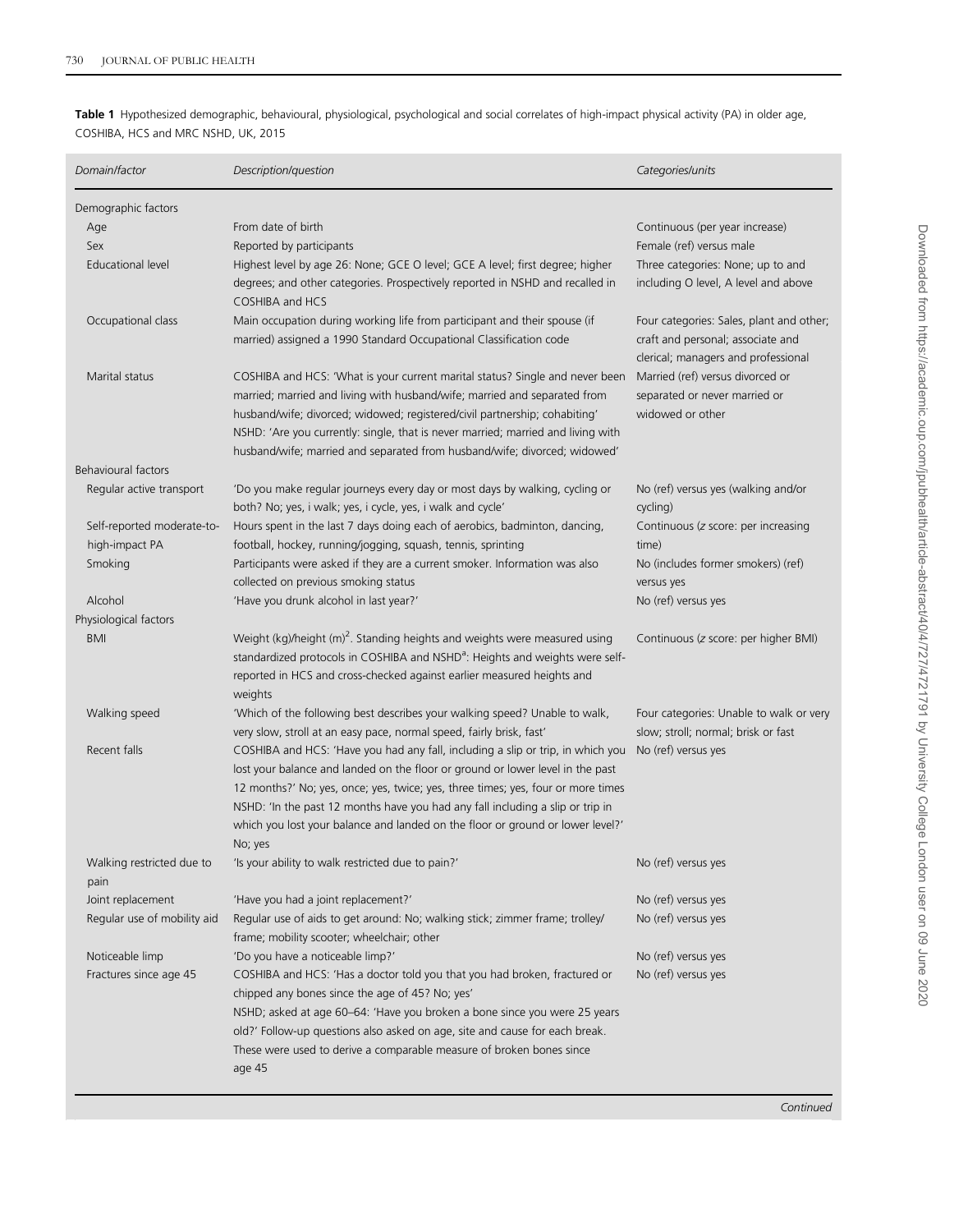**Table 1** Hypothesized demographic, behavioural, physiological, psychological and social correlates of high-impact physical activity (PA) in older age, COSHIBA, HCS and MRC NSHD, UK, 2015

| *Domain/factor* | *Description/question* | *Categories/units* |
|---|---|---|
| Demographic factors | | |
| Age | From date of birth | Continuous (per year increase) |
| Sex | Reported by participants | Female (ref) versus male |
| Educational level | Highest level by age 26: None; GCE O level; GCE A level; first degree; higher degrees; and other categories. Prospectively reported in NSHD and recalled in COSHIBA and HCS | Three categories: None; up to and including O level, A level and above |
| Occupational class | Main occupation during working life from participant and their spouse (if married) assigned a 1990 Standard Occupational Classification code | Four categories: Sales, plant and other; craft and personal; associate and clerical; managers and professional |
| Marital status | COSHIBA and HCS: 'What is your current marital status? Single and never been married; married and living with husband/wife; married and separated from husband/wife; divorced; widowed; registered/civil partnership; cohabiting' NSHD: 'Are you currently: single, that is never married; married and living with husband/wife; married and separated from husband/wife; divorced; widowed' | Married (ref) versus divorced or separated or never married or widowed or other |
| Behavioural factors | | |
| Regular active transport | 'Do you make regular journeys every day or most days by walking, cycling or both? No; yes, i walk; yes, i cycle, yes, i walk and cycle' | No (ref) versus yes (walking and/or cycling) |
| Self-reported moderate-to-high-impact PA | Hours spent in the last 7 days doing each of aerobics, badminton, dancing, football, hockey, running/jogging, squash, tennis, sprinting | Continuous (*z* score: per increasing time) |
| Smoking | Participants were asked if they are a current smoker. Information was also collected on previous smoking status | No (includes former smokers) (ref) versus yes |
| Alcohol | 'Have you drunk alcohol in last year?' | No (ref) versus yes |
| Physiological factors | | |
| BMI | Weight (kg)/height (m)$^2$. Standing heights and weights were measured using standardized protocols in COSHIBA and NSHD[a]: Heights and weights were self-reported in HCS and cross-checked against earlier measured heights and weights | Continuous (*z* score: per higher BMI) |
| Walking speed | 'Which of the following best describes your walking speed? Unable to walk, very slow, stroll at an easy pace, normal speed, fairly brisk, fast' | Four categories: Unable to walk or very slow; stroll; normal; brisk or fast |
| Recent falls | COSHIBA and HCS: 'Have you had any fall, including a slip or trip, in which you lost your balance and landed on the floor or ground or lower level in the past 12 months?' No; yes, once; yes, twice; yes, three times; yes, four or more times NSHD: 'In the past 12 months have you had any fall including a slip or trip in which you lost your balance and landed on the floor or ground or lower level?' No; yes | No (ref) versus yes |
| Walking restricted due to pain | 'Is your ability to walk restricted due to pain?' | No (ref) versus yes |
| Joint replacement | 'Have you had a joint replacement?' | No (ref) versus yes |
| Regular use of mobility aid | Regular use of aids to get around: No; walking stick; zimmer frame; trolley/frame; mobility scooter; wheelchair; other | No (ref) versus yes |
| Noticeable limp | 'Do you have a noticeable limp?' | No (ref) versus yes |
| Fractures since age 45 | COSHIBA and HCS: 'Has a doctor told you that you had broken, fractured or chipped any bones since the age of 45? No; yes' NSHD; asked at age 60–64: 'Have you broken a bone since you were 25 years old?' Follow-up questions also asked on age, site and cause for each break. These were used to derive a comparable measure of broken bones since age 45 | No (ref) versus yes |

*Continued*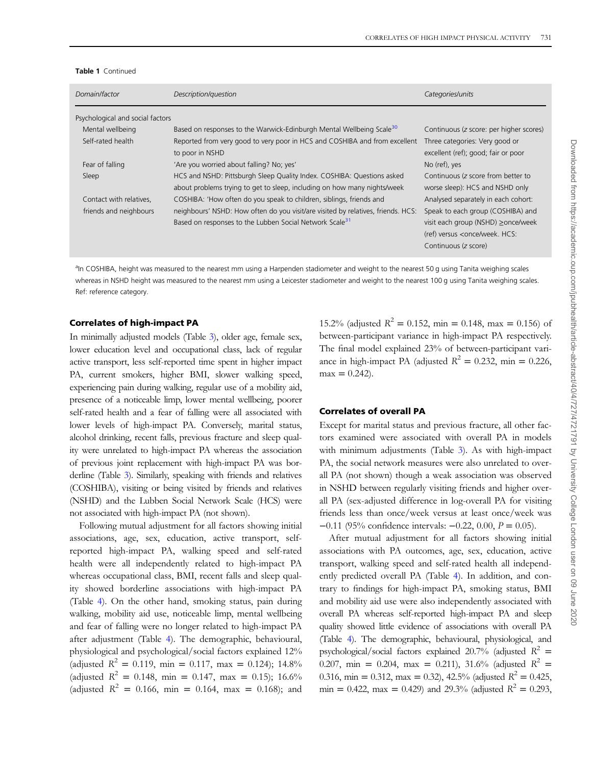**Table 1** Continued

| Domain/factor | Description/question | Categories/units |
|---|---|---|
| Psychological and social factors | | |
| Mental wellbeing | Based on responses to the Warwick-Edinburgh Mental Wellbeing Scale[30] | Continuous (z score: per higher scores) |
| Self-rated health | Reported from very good to very poor in HCS and COSHIBA and from excellent to poor in NSHD | Three categories: Very good or excellent (ref); good; fair or poor |
| Fear of falling | 'Are you worried about falling? No; yes' | No (ref), yes |
| Sleep | HCS and NSHD: Pittsburgh Sleep Quality Index. COSHIBA: Questions asked about problems trying to get to sleep, including on how many nights/week | Continuous (z score from better to worse sleep): HCS and NSHD only |
| Contact with relatives, friends and neighbours | COSHIBA: 'How often do you speak to children, siblings, friends and neighbours' NSHD: How often do you visit/are visited by relatives, friends. HCS: Based on responses to the Lubben Social Network Scale[31] | Analysed separately in each cohort: Speak to each group (COSHIBA) and visit each group (NSHD) ≥once/week (ref) versus <once/week. HCS: Continuous (z score) |

[a]In COSHIBA, height was measured to the nearest mm using a Harpenden stadiometer and weight to the nearest 50 g using Tanita weighing scales whereas in NSHD height was measured to the nearest mm using a Leicester stadiometer and weight to the nearest 100 g using Tanita weighing scales. Ref: reference category.

### Correlates of high-impact PA

In minimally adjusted models (Table 3), older age, female sex, lower education level and occupational class, lack of regular active transport, less self-reported time spent in higher impact PA, current smokers, higher BMI, slower walking speed, experiencing pain during walking, regular use of a mobility aid, presence of a noticeable limp, lower mental wellbeing, poorer self-rated health and a fear of falling were all associated with lower levels of high-impact PA. Conversely, marital status, alcohol drinking, recent falls, previous fracture and sleep quality were unrelated to high-impact PA whereas the association of previous joint replacement with high-impact PA was borderline (Table 3). Similarly, speaking with friends and relatives (COSHIBA), visiting or being visited by friends and relatives (NSHD) and the Lubben Social Network Scale (HCS) were not associated with high-impact PA (not shown).

Following mutual adjustment for all factors showing initial associations, age, sex, education, active transport, self-reported high-impact PA, walking speed and self-rated health were all independently related to high-impact PA whereas occupational class, BMI, recent falls and sleep quality showed borderline associations with high-impact PA (Table 4). On the other hand, smoking status, pain during walking, mobility aid use, noticeable limp, mental wellbeing and fear of falling were no longer related to high-impact PA after adjustment (Table 4). The demographic, behavioural, physiological and psychological/social factors explained 12% (adjusted $R^2$ = 0.119, min = 0.117, max = 0.124); 14.8% (adjusted $R^2$ = 0.148, min = 0.147, max = 0.15); 16.6% (adjusted $R^2$ = 0.166, min = 0.164, max = 0.168); and 15.2% (adjusted $R^2$ = 0.152, min = 0.148, max = 0.156) of between-participant variance in high-impact PA respectively. The final model explained 23% of between-participant variance in high-impact PA (adjusted $R^2$ = 0.232, min = 0.226, max = 0.242).

### Correlates of overall PA

Except for marital status and previous fracture, all other factors examined were associated with overall PA in models with minimum adjustments (Table 3). As with high-impact PA, the social network measures were also unrelated to overall PA (not shown) though a weak association was observed in NSHD between regularly visiting friends and higher overall PA (sex-adjusted difference in log-overall PA for visiting friends less than once/week versus at least once/week was −0.11 (95% confidence intervals: −0.22, 0.00, $P$ = 0.05).

After mutual adjustment for all factors showing initial associations with PA outcomes, age, sex, education, active transport, walking speed and self-rated health all independently predicted overall PA (Table 4). In addition, and contrary to findings for high-impact PA, smoking status, BMI and mobility aid use were also independently associated with overall PA whereas self-reported high-impact PA and sleep quality showed little evidence of associations with overall PA (Table 4). The demographic, behavioural, physiological, and psychological/social factors explained 20.7% (adjusted $R^2$ = 0.207, min = 0.204, max = 0.211), 31.6% (adjusted $R^2$ = 0.316, min = 0.312, max = 0.32), 42.5% (adjusted $R^2$ = 0.425, min = 0.422, max = 0.429) and 29.3% (adjusted $R^2$ = 0.293,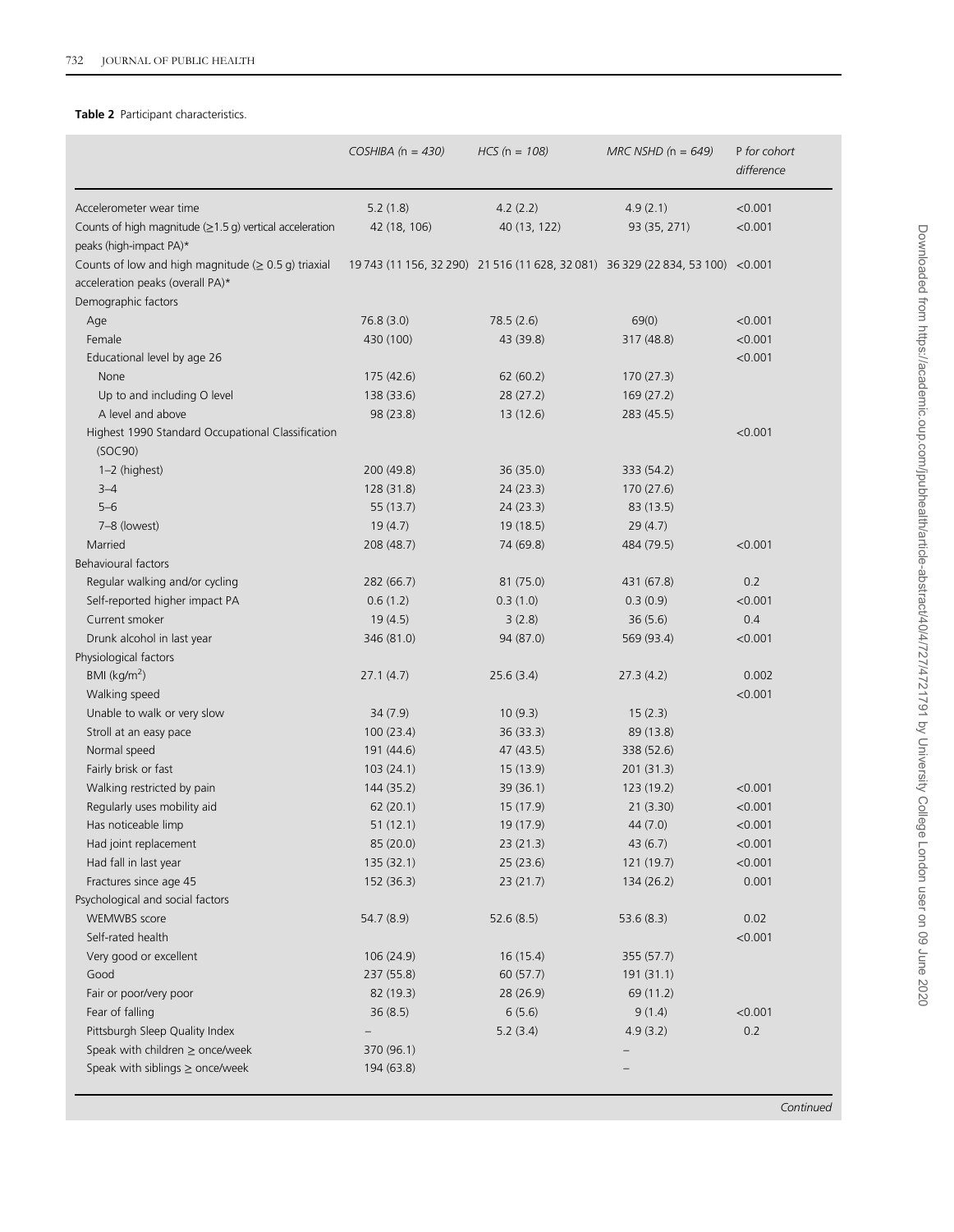**Table 2** Participant characteristics.

| | *COSHIBA (n = 430)* | *HCS (n = 108)* | *MRC NSHD (n = 649)* | *P for cohort difference* |
|---|---|---|---|---|
| Accelerometer wear time | 5.2 (1.8) | 4.2 (2.2) | 4.9 (2.1) | <0.001 |
| Counts of high magnitude (≥1.5 g) vertical acceleration peaks (high-impact PA)* | 42 (18, 106) | 40 (13, 122) | 93 (35, 271) | <0.001 |
| Counts of low and high magnitude (≥ 0.5 g) triaxial acceleration peaks (overall PA)* | 19 743 (11 156, 32 290) | 21 516 (11 628, 32 081) | 36 329 (22 834, 53 100) | <0.001 |
| Demographic factors | | | | |
| Age | 76.8 (3.0) | 78.5 (2.6) | 69(0) | <0.001 |
| Female | 430 (100) | 43 (39.8) | 317 (48.8) | <0.001 |
| Educational level by age 26 | | | | <0.001 |
| None | 175 (42.6) | 62 (60.2) | 170 (27.3) | |
| Up to and including O level | 138 (33.6) | 28 (27.2) | 169 (27.2) | |
| A level and above | 98 (23.8) | 13 (12.6) | 283 (45.5) | |
| Highest 1990 Standard Occupational Classification (SOC90) | | | | <0.001 |
| 1–2 (highest) | 200 (49.8) | 36 (35.0) | 333 (54.2) | |
| 3–4 | 128 (31.8) | 24 (23.3) | 170 (27.6) | |
| 5–6 | 55 (13.7) | 24 (23.3) | 83 (13.5) | |
| 7–8 (lowest) | 19 (4.7) | 19 (18.5) | 29 (4.7) | |
| Married | 208 (48.7) | 74 (69.8) | 484 (79.5) | <0.001 |
| Behavioural factors | | | | |
| Regular walking and/or cycling | 282 (66.7) | 81 (75.0) | 431 (67.8) | 0.2 |
| Self-reported higher impact PA | 0.6 (1.2) | 0.3 (1.0) | 0.3 (0.9) | <0.001 |
| Current smoker | 19 (4.5) | 3 (2.8) | 36 (5.6) | 0.4 |
| Drunk alcohol in last year | 346 (81.0) | 94 (87.0) | 569 (93.4) | <0.001 |
| Physiological factors | | | | |
| BMI (kg/m$^2$) | 27.1 (4.7) | 25.6 (3.4) | 27.3 (4.2) | 0.002 |
| Walking speed | | | | <0.001 |
| Unable to walk or very slow | 34 (7.9) | 10 (9.3) | 15 (2.3) | |
| Stroll at an easy pace | 100 (23.4) | 36 (33.3) | 89 (13.8) | |
| Normal speed | 191 (44.6) | 47 (43.5) | 338 (52.6) | |
| Fairly brisk or fast | 103 (24.1) | 15 (13.9) | 201 (31.3) | |
| Walking restricted by pain | 144 (35.2) | 39 (36.1) | 123 (19.2) | <0.001 |
| Regularly uses mobility aid | 62 (20.1) | 15 (17.9) | 21 (3.30) | <0.001 |
| Has noticeable limp | 51 (12.1) | 19 (17.9) | 44 (7.0) | <0.001 |
| Had joint replacement | 85 (20.0) | 23 (21.3) | 43 (6.7) | <0.001 |
| Had fall in last year | 135 (32.1) | 25 (23.6) | 121 (19.7) | <0.001 |
| Fractures since age 45 | 152 (36.3) | 23 (21.7) | 134 (26.2) | 0.001 |
| Psychological and social factors | | | | |
| WEMWBS score | 54.7 (8.9) | 52.6 (8.5) | 53.6 (8.3) | 0.02 |
| Self-rated health | | | | <0.001 |
| Very good or excellent | 106 (24.9) | 16 (15.4) | 355 (57.7) | |
| Good | 237 (55.8) | 60 (57.7) | 191 (31.1) | |
| Fair or poor/very poor | 82 (19.3) | 28 (26.9) | 69 (11.2) | |
| Fear of falling | 36 (8.5) | 6 (5.6) | 9 (1.4) | <0.001 |
| Pittsburgh Sleep Quality Index | – | 5.2 (3.4) | 4.9 (3.2) | 0.2 |
| Speak with children ≥ once/week | 370 (96.1) | | – | |
| Speak with siblings ≥ once/week | 194 (63.8) | | – | |

*Continued*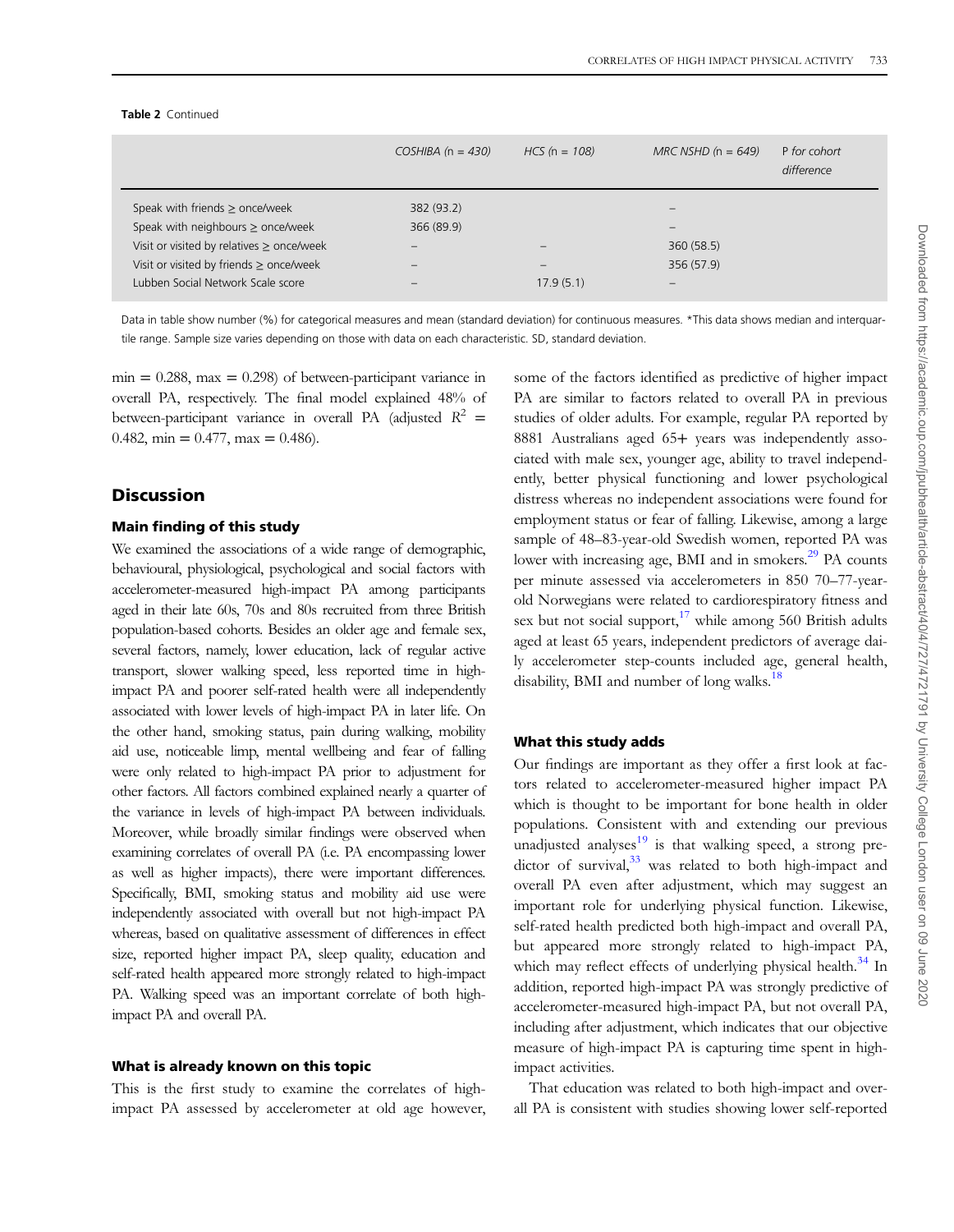**Table 2** Continued

| | COSHIBA (n = 430) | HCS (n = 108) | MRC NSHD (n = 649) | P for cohort difference |
|---|---|---|---|---|
| Speak with friends ≥ once/week | 382 (93.2) | | – | |
| Speak with neighbours ≥ once/week | 366 (89.9) | | – | |
| Visit or visited by relatives ≥ once/week | – | – | 360 (58.5) | |
| Visit or visited by friends ≥ once/week | – | – | 356 (57.9) | |
| Lubben Social Network Scale score | – | 17.9 (5.1) | – | |

Data in table show number (%) for categorical measures and mean (standard deviation) for continuous measures. *This data shows median and interquartile range. Sample size varies depending on those with data on each characteristic. SD, standard deviation.

min = 0.288, max = 0.298) of between-participant variance in overall PA, respectively. The final model explained 48% of between-participant variance in overall PA (adjusted $R^2$ = 0.482, min = 0.477, max = 0.486).

## Discussion

### Main finding of this study

We examined the associations of a wide range of demographic, behavioural, physiological, psychological and social factors with accelerometer-measured high-impact PA among participants aged in their late 60s, 70s and 80s recruited from three British population-based cohorts. Besides an older age and female sex, several factors, namely, lower education, lack of regular active transport, slower walking speed, less reported time in high-impact PA and poorer self-rated health were all independently associated with lower levels of high-impact PA in later life. On the other hand, smoking status, pain during walking, mobility aid use, noticeable limp, mental wellbeing and fear of falling were only related to high-impact PA prior to adjustment for other factors. All factors combined explained nearly a quarter of the variance in levels of high-impact PA between individuals. Moreover, while broadly similar findings were observed when examining correlates of overall PA (i.e. PA encompassing lower as well as higher impacts), there were important differences. Specifically, BMI, smoking status and mobility aid use were independently associated with overall but not high-impact PA whereas, based on qualitative assessment of differences in effect size, reported higher impact PA, sleep quality, education and self-rated health appeared more strongly related to high-impact PA. Walking speed was an important correlate of both high-impact PA and overall PA.

### What is already known on this topic

This is the first study to examine the correlates of high-impact PA assessed by accelerometer at old age however, some of the factors identified as predictive of higher impact PA are similar to factors related to overall PA in previous studies of older adults. For example, regular PA reported by 8881 Australians aged 65+ years was independently associated with male sex, younger age, ability to travel independently, better physical functioning and lower psychological distress whereas no independent associations were found for employment status or fear of falling. Likewise, among a large sample of 48–83-year-old Swedish women, reported PA was lower with increasing age, BMI and in smokers.[29] PA counts per minute assessed via accelerometers in 850 70–77-year-old Norwegians were related to cardiorespiratory fitness and sex but not social support,[17] while among 560 British adults aged at least 65 years, independent predictors of average daily accelerometer step-counts included age, general health, disability, BMI and number of long walks.[18]

### What this study adds

Our findings are important as they offer a first look at factors related to accelerometer-measured higher impact PA which is thought to be important for bone health in older populations. Consistent with and extending our previous unadjusted analyses[19] is that walking speed, a strong predictor of survival,[33] was related to both high-impact and overall PA even after adjustment, which may suggest an important role for underlying physical function. Likewise, self-rated health predicted both high-impact and overall PA, but appeared more strongly related to high-impact PA, which may reflect effects of underlying physical health.[34] In addition, reported high-impact PA was strongly predictive of accelerometer-measured high-impact PA, but not overall PA, including after adjustment, which indicates that our objective measure of high-impact PA is capturing time spent in high-impact activities.

That education was related to both high-impact and overall PA is consistent with studies showing lower self-reported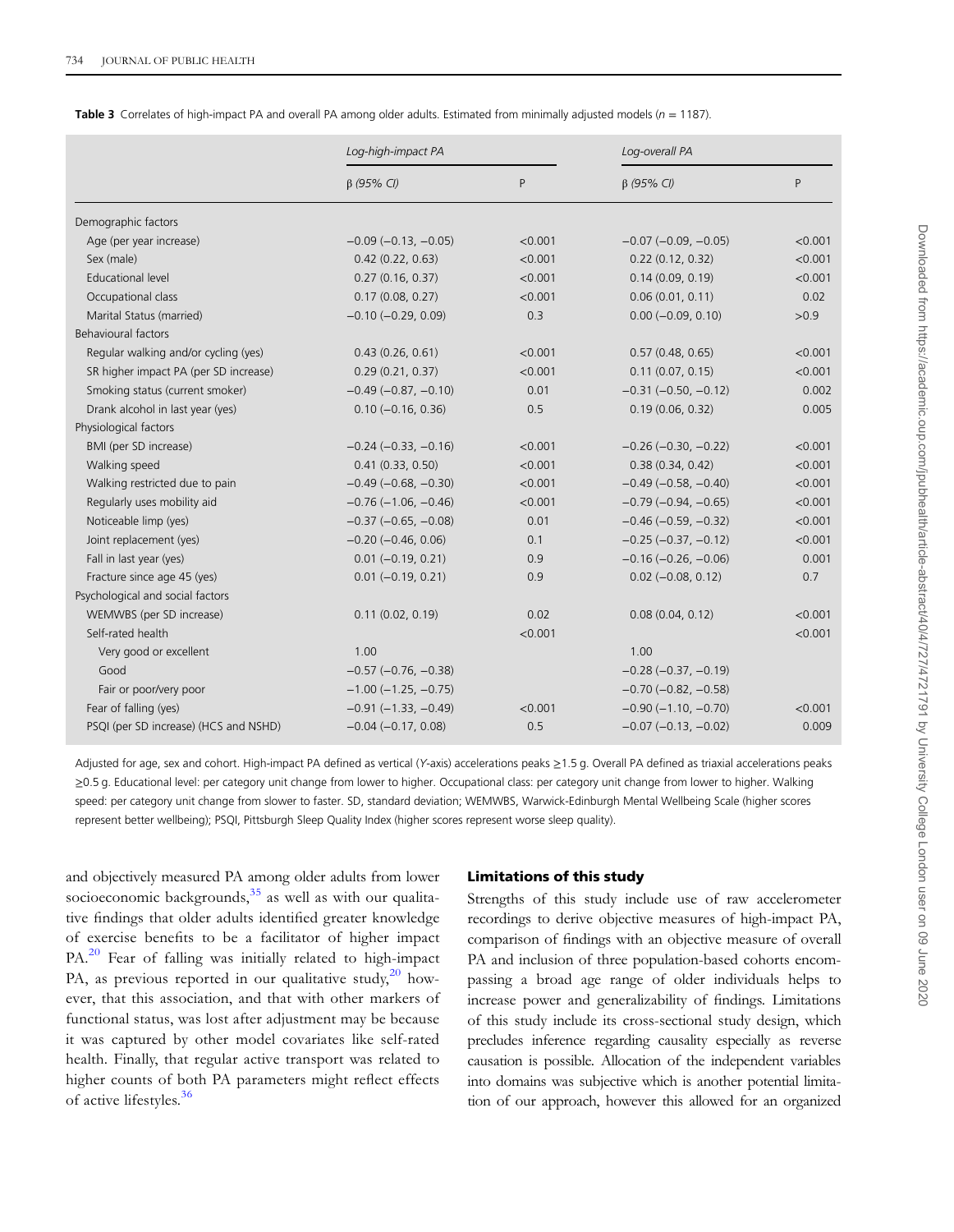**Table 3** Correlates of high-impact PA and overall PA among older adults. Estimated from minimally adjusted models ($n$ = 1187).

| | Log-high-impact PA | | Log-overall PA | |
|---|---|---|---|---|
| | β (95% CI) | P | β (95% CI) | P |
| Demographic factors | | | | |
| Age (per year increase) | −0.09 (−0.13, −0.05) | <0.001 | −0.07 (−0.09, −0.05) | <0.001 |
| Sex (male) | 0.42 (0.22, 0.63) | <0.001 | 0.22 (0.12, 0.32) | <0.001 |
| Educational level | 0.27 (0.16, 0.37) | <0.001 | 0.14 (0.09, 0.19) | <0.001 |
| Occupational class | 0.17 (0.08, 0.27) | <0.001 | 0.06 (0.01, 0.11) | 0.02 |
| Marital Status (married) | −0.10 (−0.29, 0.09) | 0.3 | 0.00 (−0.09, 0.10) | >0.9 |
| Behavioural factors | | | | |
| Regular walking and/or cycling (yes) | 0.43 (0.26, 0.61) | <0.001 | 0.57 (0.48, 0.65) | <0.001 |
| SR higher impact PA (per SD increase) | 0.29 (0.21, 0.37) | <0.001 | 0.11 (0.07, 0.15) | <0.001 |
| Smoking status (current smoker) | −0.49 (−0.87, −0.10) | 0.01 | −0.31 (−0.50, −0.12) | 0.002 |
| Drank alcohol in last year (yes) | 0.10 (−0.16, 0.36) | 0.5 | 0.19 (0.06, 0.32) | 0.005 |
| Physiological factors | | | | |
| BMI (per SD increase) | −0.24 (−0.33, −0.16) | <0.001 | −0.26 (−0.30, −0.22) | <0.001 |
| Walking speed | 0.41 (0.33, 0.50) | <0.001 | 0.38 (0.34, 0.42) | <0.001 |
| Walking restricted due to pain | −0.49 (−0.68, −0.30) | <0.001 | −0.49 (−0.58, −0.40) | <0.001 |
| Regularly uses mobility aid | −0.76 (−1.06, −0.46) | <0.001 | −0.79 (−0.94, −0.65) | <0.001 |
| Noticeable limp (yes) | −0.37 (−0.65, −0.08) | 0.01 | −0.46 (−0.59, −0.32) | <0.001 |
| Joint replacement (yes) | −0.20 (−0.46, 0.06) | 0.1 | −0.25 (−0.37, −0.12) | <0.001 |
| Fall in last year (yes) | 0.01 (−0.19, 0.21) | 0.9 | −0.16 (−0.26, −0.06) | 0.001 |
| Fracture since age 45 (yes) | 0.01 (−0.19, 0.21) | 0.9 | 0.02 (−0.08, 0.12) | 0.7 |
| Psychological and social factors | | | | |
| WEMWBS (per SD increase) | 0.11 (0.02, 0.19) | 0.02 | 0.08 (0.04, 0.12) | <0.001 |
| Self-rated health | | <0.001 | | <0.001 |
| Very good or excellent | 1.00 | | 1.00 | |
| Good | −0.57 (−0.76, −0.38) | | −0.28 (−0.37, −0.19) | |
| Fair or poor/very poor | −1.00 (−1.25, −0.75) | | −0.70 (−0.82, −0.58) | |
| Fear of falling (yes) | −0.91 (−1.33, −0.49) | <0.001 | −0.90 (−1.10, −0.70) | <0.001 |
| PSQI (per SD increase) (HCS and NSHD) | −0.04 (−0.17, 0.08) | 0.5 | −0.07 (−0.13, −0.02) | 0.009 |

Adjusted for age, sex and cohort. High-impact PA defined as vertical (*Y*-axis) accelerations peaks ≥1.5 g. Overall PA defined as triaxial accelerations peaks ≥0.5 g. Educational level: per category unit change from lower to higher. Occupational class: per category unit change from lower to higher. Walking speed: per category unit change from slower to faster. SD, standard deviation; WEMWBS, Warwick-Edinburgh Mental Wellbeing Scale (higher scores represent better wellbeing); PSQI, Pittsburgh Sleep Quality Index (higher scores represent worse sleep quality).

and objectively measured PA among older adults from lower socioeconomic backgrounds,[35] as well as with our qualitative findings that older adults identified greater knowledge of exercise benefits to be a facilitator of higher impact PA.[20] Fear of falling was initially related to high-impact PA, as previous reported in our qualitative study,[20] however, that this association, and that with other markers of functional status, was lost after adjustment may be because it was captured by other model covariates like self-rated health. Finally, that regular active transport was related to higher counts of both PA parameters might reflect effects of active lifestyles.[36]

### Limitations of this study

Strengths of this study include use of raw accelerometer recordings to derive objective measures of high-impact PA, comparison of findings with an objective measure of overall PA and inclusion of three population-based cohorts encompassing a broad age range of older individuals helps to increase power and generalizability of findings. Limitations of this study include its cross-sectional study design, which precludes inference regarding causality especially as reverse causation is possible. Allocation of the independent variables into domains was subjective which is another potential limitation of our approach, however this allowed for an organized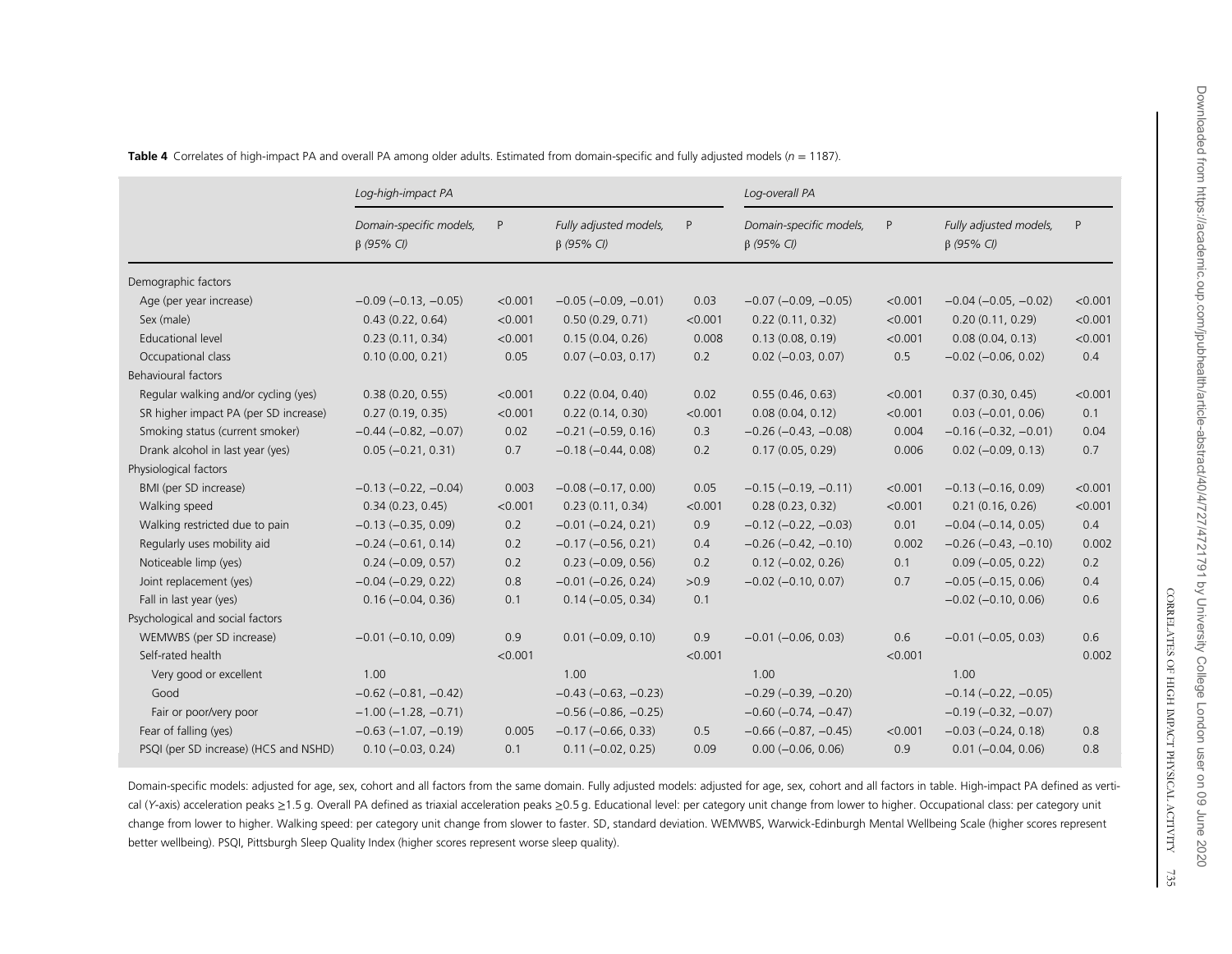**Table 4** Correlates of high-impact PA and overall PA among older adults. Estimated from domain-specific and fully adjusted models ($n$ = 1187).

| | *Log-high-impact PA* | | | | *Log-overall PA* | | | |
|---|---|---|---|---|---|---|---|---|
| | *Domain-specific models, β (95% CI)* | P | *Fully adjusted models, β (95% CI)* | P | *Domain-specific models, β (95% CI)* | P | *Fully adjusted models, β (95% CI)* | P |
| Demographic factors | | | | | | | | |
| Age (per year increase) | −0.09 (−0.13, −0.05) | <0.001 | −0.05 (−0.09, −0.01) | 0.03 | −0.07 (−0.09, −0.05) | <0.001 | −0.04 (−0.05, −0.02) | <0.001 |
| Sex (male) | 0.43 (0.22, 0.64) | <0.001 | 0.50 (0.29, 0.71) | <0.001 | 0.22 (0.11, 0.32) | <0.001 | 0.20 (0.11, 0.29) | <0.001 |
| Educational level | 0.23 (0.11, 0.34) | <0.001 | 0.15 (0.04, 0.26) | 0.008 | 0.13 (0.08, 0.19) | <0.001 | 0.08 (0.04, 0.13) | <0.001 |
| Occupational class | 0.10 (0.00, 0.21) | 0.05 | 0.07 (−0.03, 0.17) | 0.2 | 0.02 (−0.03, 0.07) | 0.5 | −0.02 (−0.06, 0.02) | 0.4 |
| Behavioural factors | | | | | | | | |
| Regular walking and/or cycling (yes) | 0.38 (0.20, 0.55) | <0.001 | 0.22 (0.04, 0.40) | 0.02 | 0.55 (0.46, 0.63) | <0.001 | 0.37 (0.30, 0.45) | <0.001 |
| SR higher impact PA (per SD increase) | 0.27 (0.19, 0.35) | <0.001 | 0.22 (0.14, 0.30) | <0.001 | 0.08 (0.04, 0.12) | <0.001 | 0.03 (−0.01, 0.06) | 0.1 |
| Smoking status (current smoker) | −0.44 (−0.82, −0.07) | 0.02 | −0.21 (−0.59, 0.16) | 0.3 | −0.26 (−0.43, −0.08) | 0.004 | −0.16 (−0.32, −0.01) | 0.04 |
| Drank alcohol in last year (yes) | 0.05 (−0.21, 0.31) | 0.7 | −0.18 (−0.44, 0.08) | 0.2 | 0.17 (0.05, 0.29) | 0.006 | 0.02 (−0.09, 0.13) | 0.7 |
| Physiological factors | | | | | | | | |
| BMI (per SD increase) | −0.13 (−0.22, −0.04) | 0.003 | −0.08 (−0.17, 0.00) | 0.05 | −0.15 (−0.19, −0.11) | <0.001 | −0.13 (−0.16, 0.09) | <0.001 |
| Walking speed | 0.34 (0.23, 0.45) | <0.001 | 0.23 (0.11, 0.34) | <0.001 | 0.28 (0.23, 0.32) | <0.001 | 0.21 (0.16, 0.26) | <0.001 |
| Walking restricted due to pain | −0.13 (−0.35, 0.09) | 0.2 | −0.01 (−0.24, 0.21) | 0.9 | −0.12 (−0.22, −0.03) | 0.01 | −0.04 (−0.14, 0.05) | 0.4 |
| Regularly uses mobility aid | −0.24 (−0.61, 0.14) | 0.2 | −0.17 (−0.56, 0.21) | 0.4 | −0.26 (−0.42, −0.10) | 0.002 | −0.26 (−0.43, −0.10) | 0.002 |
| Noticeable limp (yes) | 0.24 (−0.09, 0.57) | 0.2 | 0.23 (−0.09, 0.56) | 0.2 | 0.12 (−0.02, 0.26) | 0.1 | 0.09 (−0.05, 0.22) | 0.2 |
| Joint replacement (yes) | −0.04 (−0.29, 0.22) | 0.8 | −0.01 (−0.26, 0.24) | >0.9 | −0.02 (−0.10, 0.07) | 0.7 | −0.05 (−0.15, 0.06) | 0.4 |
| Fall in last year (yes) | 0.16 (−0.04, 0.36) | 0.1 | 0.14 (−0.05, 0.34) | 0.1 | | | −0.02 (−0.10, 0.06) | 0.6 |
| Psychological and social factors | | | | | | | | |
| WEMWBS (per SD increase) | −0.01 (−0.10, 0.09) | 0.9 | 0.01 (−0.09, 0.10) | 0.9 | −0.01 (−0.06, 0.03) | 0.6 | −0.01 (−0.05, 0.03) | 0.6 |
| Self-rated health | | <0.001 | | <0.001 | | <0.001 | | 0.002 |
| Very good or excellent | 1.00 | | 1.00 | | 1.00 | | 1.00 | |
| Good | −0.62 (−0.81, −0.42) | | −0.43 (−0.63, −0.23) | | −0.29 (−0.39, −0.20) | | −0.14 (−0.22, −0.05) | |
| Fair or poor/very poor | −1.00 (−1.28, −0.71) | | −0.56 (−0.86, −0.25) | | −0.60 (−0.74, −0.47) | | −0.19 (−0.32, −0.07) | |
| Fear of falling (yes) | −0.63 (−1.07, −0.19) | 0.005 | −0.17 (−0.66, 0.33) | 0.5 | −0.66 (−0.87, −0.45) | <0.001 | −0.03 (−0.24, 0.18) | 0.8 |
| PSQI (per SD increase) (HCS and NSHD) | 0.10 (−0.03, 0.24) | 0.1 | 0.11 (−0.02, 0.25) | 0.09 | 0.00 (−0.06, 0.06) | 0.9 | 0.01 (−0.04, 0.06) | 0.8 |

Domain-specific models: adjusted for age, sex, cohort and all factors from the same domain. Fully adjusted models: adjusted for age, sex, cohort and all factors in table. High-impact PA defined as vertical (*Y*-axis) acceleration peaks ≥1.5 g. Overall PA defined as triaxial acceleration peaks ≥0.5 g. Educational level: per category unit change from lower to higher. Occupational class: per category unit change from lower to higher. Walking speed: per category unit change from slower to faster. SD, standard deviation. WEMWBS, Warwick-Edinburgh Mental Wellbeing Scale (higher scores represent better wellbeing). PSQI, Pittsburgh Sleep Quality Index (higher scores represent worse sleep quality).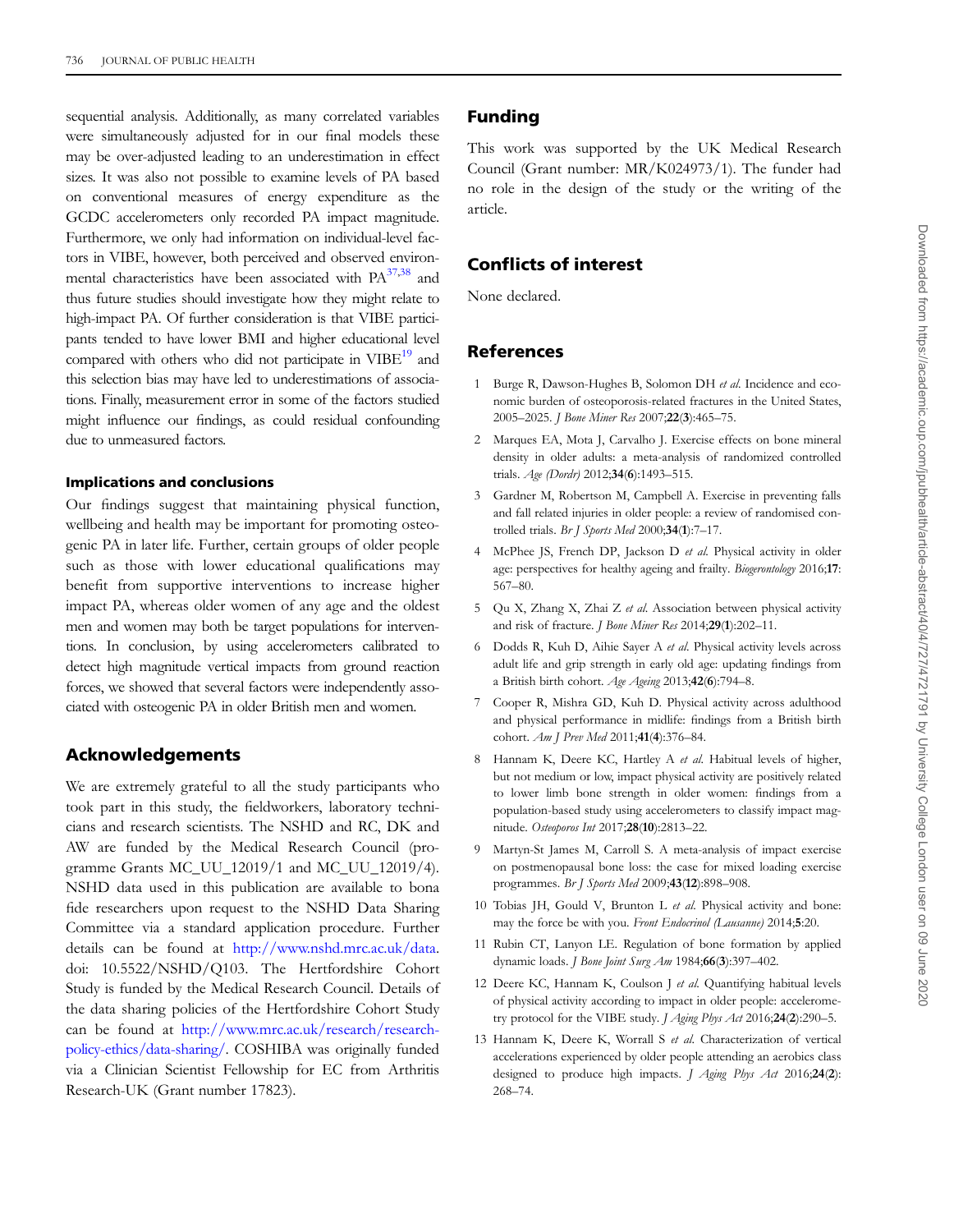sequential analysis. Additionally, as many correlated variables were simultaneously adjusted for in our final models these may be over-adjusted leading to an underestimation in effect sizes. It was also not possible to examine levels of PA based on conventional measures of energy expenditure as the GCDC accelerometers only recorded PA impact magnitude. Furthermore, we only had information on individual-level factors in VIBE, however, both perceived and observed environmental characteristics have been associated with PA[37,38] and thus future studies should investigate how they might relate to high-impact PA. Of further consideration is that VIBE participants tended to have lower BMI and higher educational level compared with others who did not participate in VIBE[19] and this selection bias may have led to underestimations of associations. Finally, measurement error in some of the factors studied might influence our findings, as could residual confounding due to unmeasured factors.

### Implications and conclusions

Our findings suggest that maintaining physical function, wellbeing and health may be important for promoting osteogenic PA in later life. Further, certain groups of older people such as those with lower educational qualifications may benefit from supportive interventions to increase higher impact PA, whereas older women of any age and the oldest men and women may both be target populations for interventions. In conclusion, by using accelerometers calibrated to detect high magnitude vertical impacts from ground reaction forces, we showed that several factors were independently associated with osteogenic PA in older British men and women.

## Acknowledgements

We are extremely grateful to all the study participants who took part in this study, the fieldworkers, laboratory technicians and research scientists. The NSHD and RC, DK and AW are funded by the Medical Research Council (programme Grants MC_UU_12019/1 and MC_UU_12019/4). NSHD data used in this publication are available to bona fide researchers upon request to the NSHD Data Sharing Committee via a standard application procedure. Further details can be found at http://www.nshd.mrc.ac.uk/data. doi: 10.5522/NSHD/Q103. The Hertfordshire Cohort Study is funded by the Medical Research Council. Details of the data sharing policies of the Hertfordshire Cohort Study can be found at http://www.mrc.ac.uk/research/research-policy-ethics/data-sharing/. COSHIBA was originally funded via a Clinician Scientist Fellowship for EC from Arthritis Research-UK (Grant number 17823).

## Funding

This work was supported by the UK Medical Research Council (Grant number: MR/K024973/1). The funder had no role in the design of the study or the writing of the article.

## Conflicts of interest

None declared.

## References

1. Burge R, Dawson-Hughes B, Solomon DH *et al.* Incidence and economic burden of osteoporosis-related fractures in the United States, 2005–2025. *J Bone Miner Res* 2007;**22**(**3**):465–75.
2. Marques EA, Mota J, Carvalho J. Exercise effects on bone mineral density in older adults: a meta-analysis of randomized controlled trials. *Age (Dordr)* 2012;**34**(**6**):1493–515.
3. Gardner M, Robertson M, Campbell A. Exercise in preventing falls and fall related injuries in older people: a review of randomised controlled trials. *Br J Sports Med* 2000;**34**(**1**):7–17.
4. McPhee JS, French DP, Jackson D *et al.* Physical activity in older age: perspectives for healthy ageing and frailty. *Biogerontology* 2016;**17**: 567–80.
5. Qu X, Zhang X, Zhai Z *et al.* Association between physical activity and risk of fracture. *J Bone Miner Res* 2014;**29**(**1**):202–11.
6. Dodds R, Kuh D, Aihie Sayer A *et al.* Physical activity levels across adult life and grip strength in early old age: updating findings from a British birth cohort. *Age Ageing* 2013;**42**(**6**):794–8.
7. Cooper R, Mishra GD, Kuh D. Physical activity across adulthood and physical performance in midlife: findings from a British birth cohort. *Am J Prev Med* 2011;**41**(**4**):376–84.
8. Hannam K, Deere KC, Hartley A *et al.* Habitual levels of higher, but not medium or low, impact physical activity are positively related to lower limb bone strength in older women: findings from a population-based study using accelerometers to classify impact magnitude. *Osteoporos Int* 2017;**28**(**10**):2813–22.
9. Martyn-St James M, Carroll S. A meta-analysis of impact exercise on postmenopausal bone loss: the case for mixed loading exercise programmes. *Br J Sports Med* 2009;**43**(**12**):898–908.
10. Tobias JH, Gould V, Brunton L *et al.* Physical activity and bone: may the force be with you. *Front Endocrinol (Lausanne)* 2014;**5**:20.
11. Rubin CT, Lanyon LE. Regulation of bone formation by applied dynamic loads. *J Bone Joint Surg Am* 1984;**66**(**3**):397–402.
12. Deere KC, Hannam K, Coulson J *et al.* Quantifying habitual levels of physical activity according to impact in older people: accelerometry protocol for the VIBE study. *J Aging Phys Act* 2016;**24**(**2**):290–5.
13. Hannam K, Deere K, Worrall S *et al.* Characterization of vertical accelerations experienced by older people attending an aerobics class designed to produce high impacts. *J Aging Phys Act* 2016;**24**(**2**): 268–74.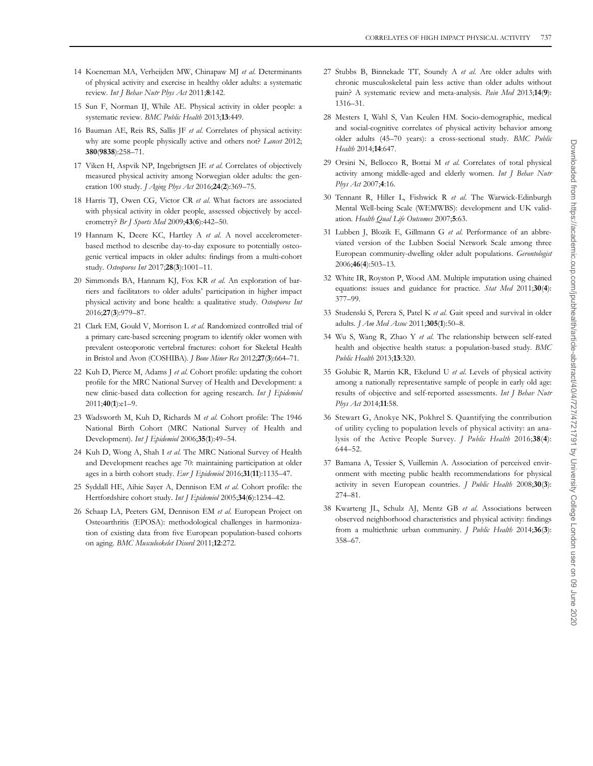14 Koeneman MA, Verheijden MW, Chinapaw MJ *et al*. Determinants of physical activity and exercise in healthy older adults: a systematic review. *Int J Behav Nutr Phys Act* 2011;**8**:142.

15 Sun F, Norman IJ, While AE. Physical activity in older people: a systematic review. *BMC Public Health* 2013;**13**:449.

16 Bauman AE, Reis RS, Sallis JF *et al*. Correlates of physical activity: why are some people physically active and others not? *Lancet* 2012; **380**(**9838**):258–71.

17 Viken H, Aspvik NP, Ingebrigtsen JE *et al*. Correlates of objectively measured physical activity among Norwegian older adults: the generation 100 study. *J Aging Phys Act* 2016;**24**(**2**):369–75.

18 Harris TJ, Owen CG, Victor CR *et al*. What factors are associated with physical activity in older people, assessed objectively by accelerometry? *Br J Sports Med* 2009;**43**(**6**):442–50.

19 Hannam K, Deere KC, Hartley A *et al*. A novel accelerometer-based method to describe day-to-day exposure to potentially osteogenic vertical impacts in older adults: findings from a multi-cohort study. *Osteoporos Int* 2017;**28**(**3**):1001–11.

20 Simmonds BA, Hannam KJ, Fox KR *et al*. An exploration of barriers and facilitators to older adults' participation in higher impact physical activity and bone health: a qualitative study. *Osteoporos Int* 2016;**27**(**3**):979–87.

21 Clark EM, Gould V, Morrison L *et al*. Randomized controlled trial of a primary care-based screening program to identify older women with prevalent osteoporotic vertebral fractures: cohort for Skeletal Health in Bristol and Avon (COSHIBA). *J Bone Miner Res* 2012;**27**(**3**):664–71.

22 Kuh D, Pierce M, Adams J *et al*. Cohort profile: updating the cohort profile for the MRC National Survey of Health and Development: a new clinic-based data collection for ageing research. *Int J Epidemiol* 2011;**40**(**1**):e1–9.

23 Wadsworth M, Kuh D, Richards M *et al*. Cohort profile: The 1946 National Birth Cohort (MRC National Survey of Health and Development). *Int J Epidemiol* 2006;**35**(**1**):49–54.

24 Kuh D, Wong A, Shah I *et al*. The MRC National Survey of Health and Development reaches age 70: maintaining participation at older ages in a birth cohort study. *Eur J Epidemiol* 2016;**31**(**11**):1135–47.

25 Syddall HE, Aihie Sayer A, Dennison EM *et al*. Cohort profile: the Hertfordshire cohort study. *Int J Epidemiol* 2005;**34**(**6**):1234–42.

26 Schaap LA, Peeters GM, Dennison EM *et al*. European Project on Osteoarthritis (EPOSA): methodological challenges in harmonization of existing data from five European population-based cohorts on aging. *BMC Musculoskelet Disord* 2011;**12**:272.

27 Stubbs B, Binnekade TT, Soundy A *et al*. Are older adults with chronic musculoskeletal pain less active than older adults without pain? A systematic review and meta-analysis. *Pain Med* 2013;**14**(**9**): 1316–31.

28 Mesters I, Wahl S, Van Keulen HM. Socio-demographic, medical and social-cognitive correlates of physical activity behavior among older adults (45–70 years): a cross-sectional study. *BMC Public Health* 2014;**14**:647.

29 Orsini N, Bellocco R, Bottai M *et al*. Correlates of total physical activity among middle-aged and elderly women. *Int J Behav Nutr Phys Act* 2007;**4**:16.

30 Tennant R, Hiller L, Fishwick R *et al*. The Warwick-Edinburgh Mental Well-being Scale (WEMWBS): development and UK validation. *Health Qual Life Outcomes* 2007;**5**:63.

31 Lubben J, Blozik E, Gillmann G *et al*. Performance of an abbreviated version of the Lubben Social Network Scale among three European community-dwelling older adult populations. *Gerontologist* 2006;**46**(**4**):503–13.

32 White IR, Royston P, Wood AM. Multiple imputation using chained equations: issues and guidance for practice. *Stat Med* 2011;**30**(**4**): 377–99.

33 Studenski S, Perera S, Patel K *et al*. Gait speed and survival in older adults. *J Am Med Assoc* 2011;**305**(**1**):50–8.

34 Wu S, Wang R, Zhao Y *et al*. The relationship between self-rated health and objective health status: a population-based study. *BMC Public Health* 2013;**13**:320.

35 Golubic R, Martin KR, Ekelund U *et al*. Levels of physical activity among a nationally representative sample of people in early old age: results of objective and self-reported assessments. *Int J Behav Nutr Phys Act* 2014;**11**:58.

36 Stewart G, Anokye NK, Pokhrel S. Quantifying the contribution of utility cycling to population levels of physical activity: an analysis of the Active People Survey. *J Public Health* 2016;**38**(**4**): 644–52.

37 Bamana A, Tessier S, Vuillemin A. Association of perceived environment with meeting public health recommendations for physical activity in seven European countries. *J Public Health* 2008;**30**(**3**): 274–81.

38 Kwarteng JL, Schulz AJ, Mentz GB *et al*. Associations between observed neighborhood characteristics and physical activity: findings from a multiethnic urban community. *J Public Health* 2014;**36**(**3**): 358–67.